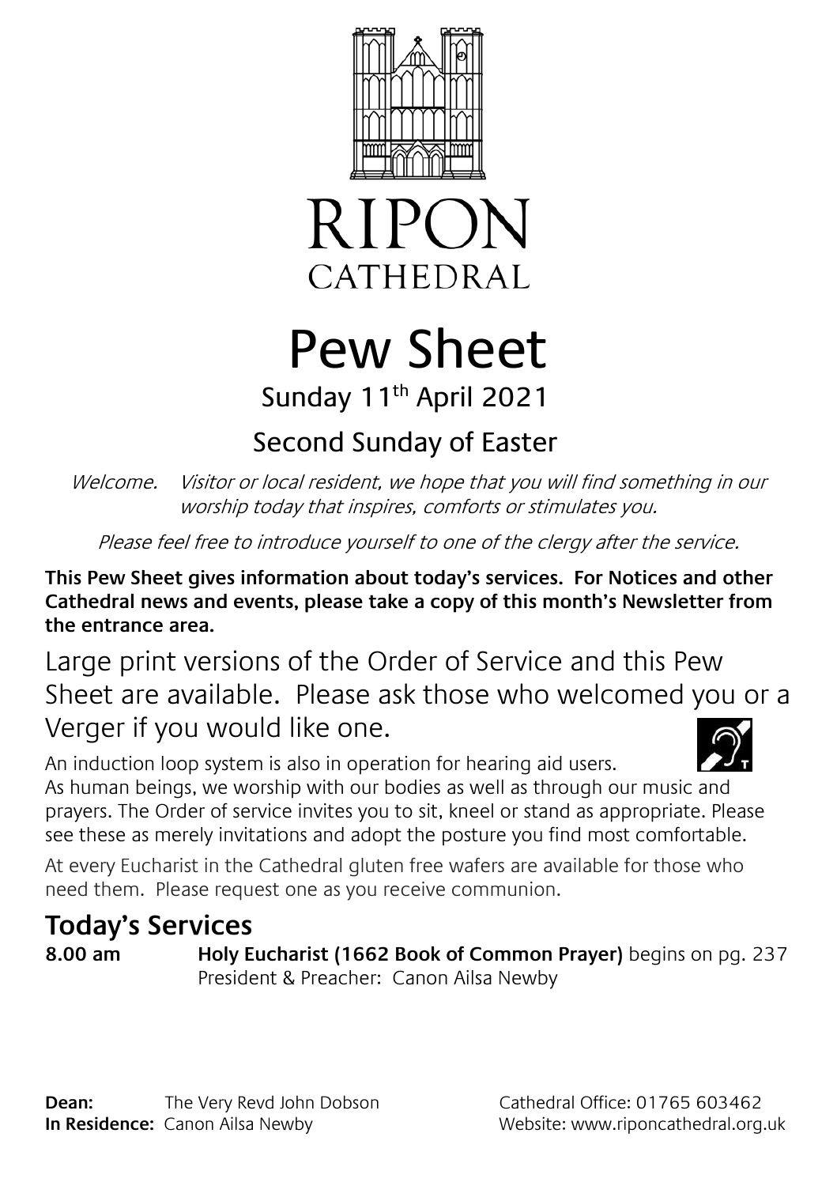# RIPON CATHEDRAL

# Pew Sheet

## Sunday 11th April 2021

## Second Sunday of Easter

*Welcome. Visitor or local resident, we hope that you will find something in our worship today that inspires, comforts or stimulates you.*

*Please feel free to introduce yourself to one of the clergy after the service.*

**This Pew Sheet gives information about today's services. For Notices and other Cathedral news and events, please take a copy of this month's Newsletter from the entrance area.**

Large print versions of the Order of Service and this Pew Sheet are available. Please ask those who welcomed you or a Verger if you would like one.

An induction loop system is also in operation for hearing aid users.

As human beings, we worship with our bodies as well as through our music and prayers. The Order of service invites you to sit, kneel or stand as appropriate. Please see these as merely invitations and adopt the posture you find most comfortable.

At every Eucharist in the Cathedral gluten free wafers are available for those who need them. Please request one as you receive communion.

## Today's Services

**8.00 am** **Holy Eucharist (1662 Book of Common Prayer)** begins on pg. 237
President & Preacher: Canon Ailsa Newby

**Dean:** The Very Revd John Dobson
**In Residence:** Canon Ailsa Newby

Cathedral Office: 01765 603462
Website: www.riponcathedral.org.uk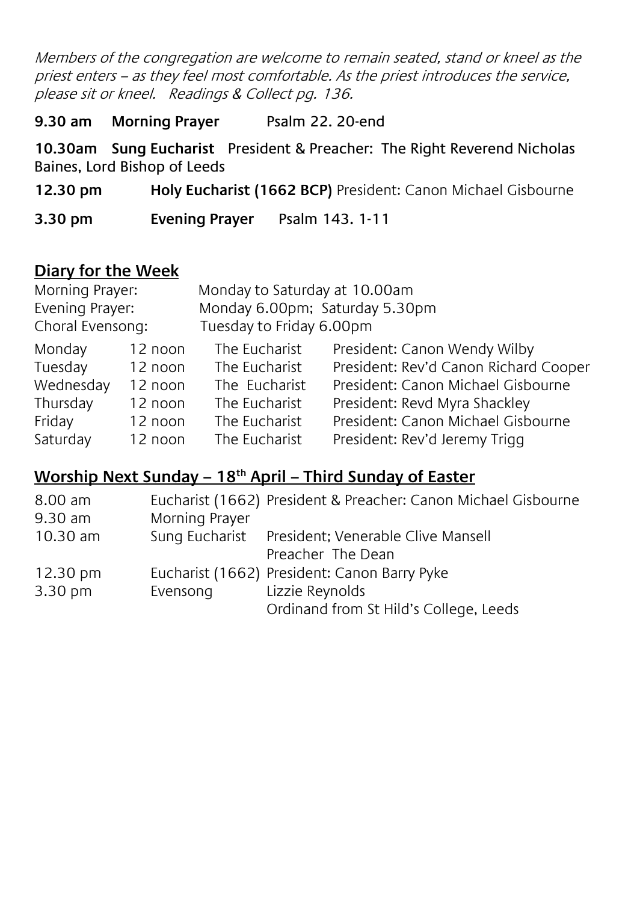*Members of the congregation are welcome to remain seated, stand or kneel as the priest enters – as they feel most comfortable. As the priest introduces the service, please sit or kneel. Readings & Collect pg. 136.*

**9.30 am Morning Prayer** Psalm 22. 20-end

**10.30am Sung Eucharist** President & Preacher: The Right Reverend Nicholas Baines, Lord Bishop of Leeds

**12.30 pm Holy Eucharist (1662 BCP)** President: Canon Michael Gisbourne

**3.30 pm Evening Prayer** Psalm 143. 1-11

## Diary for the Week

Morning Prayer: Monday to Saturday at 10.00am
Evening Prayer: Monday 6.00pm; Saturday 5.30pm
Choral Evensong: Tuesday to Friday 6.00pm

| | | | |
|---|---|---|---|
| Monday | 12 noon | The Eucharist | President: Canon Wendy Wilby |
| Tuesday | 12 noon | The Eucharist | President: Rev'd Canon Richard Cooper |
| Wednesday | 12 noon | The Eucharist | President: Canon Michael Gisbourne |
| Thursday | 12 noon | The Eucharist | President: Revd Myra Shackley |
| Friday | 12 noon | The Eucharist | President: Canon Michael Gisbourne |
| Saturday | 12 noon | The Eucharist | President: Rev'd Jeremy Trigg |

## Worship Next Sunday – 18th April – Third Sunday of Easter

| | | |
|---|---|---|
| 8.00 am | Eucharist (1662) | President & Preacher: Canon Michael Gisbourne |
| 9.30 am | Morning Prayer | |
| 10.30 am | Sung Eucharist | President; Venerable Clive Mansell<br>Preacher The Dean |
| 12.30 pm | Eucharist (1662) | President: Canon Barry Pyke |
| 3.30 pm | Evensong | Lizzie Reynolds<br>Ordinand from St Hild's College, Leeds |